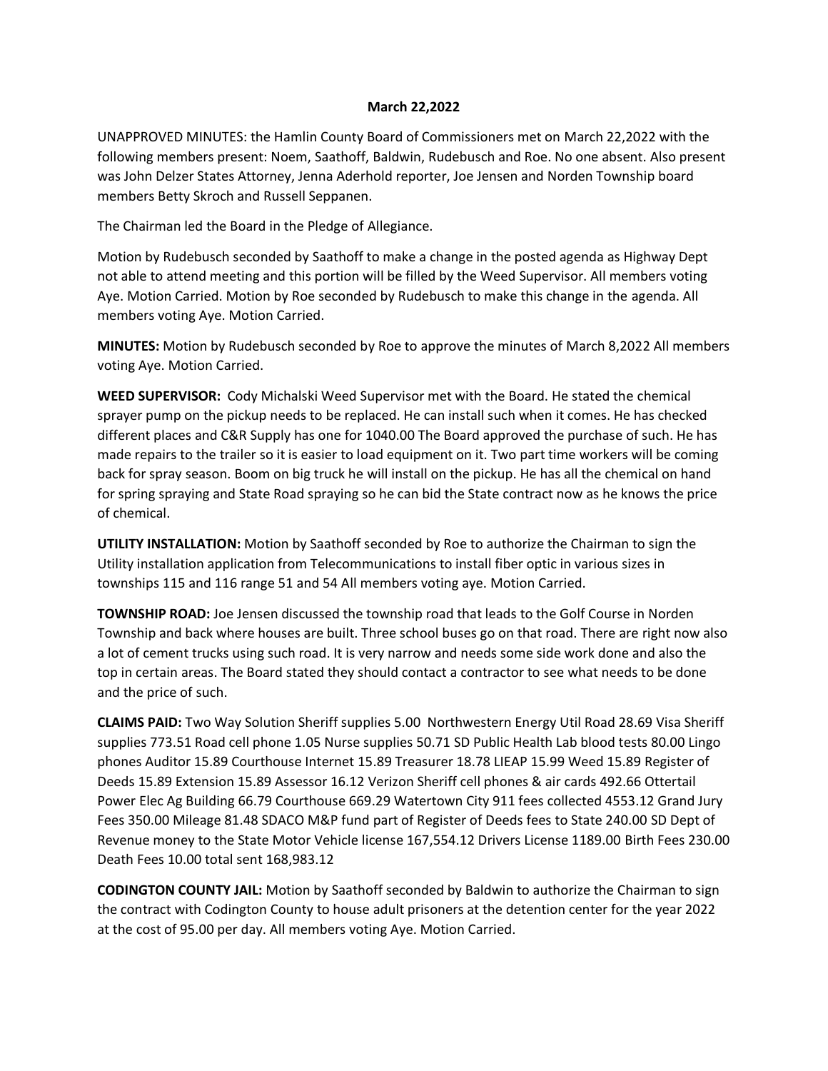**March 22,2022**

UNAPPROVED MINUTES: the Hamlin County Board of Commissioners met on March 22,2022 with the following members present: Noem, Saathoff, Baldwin, Rudebusch and Roe. No one absent. Also present was John Delzer States Attorney, Jenna Aderhold reporter, Joe Jensen and Norden Township board members Betty Skroch and Russell Seppanen.

The Chairman led the Board in the Pledge of Allegiance.

Motion by Rudebusch seconded by Saathoff to make a change in the posted agenda as Highway Dept not able to attend meeting and this portion will be filled by the Weed Supervisor. All members voting Aye. Motion Carried. Motion by Roe seconded by Rudebusch to make this change in the agenda. All members voting Aye. Motion Carried.

**MINUTES:** Motion by Rudebusch seconded by Roe to approve the minutes of March 8,2022 All members voting Aye. Motion Carried.

**WEED SUPERVISOR:** Cody Michalski Weed Supervisor met with the Board. He stated the chemical sprayer pump on the pickup needs to be replaced. He can install such when it comes. He has checked different places and C&R Supply has one for 1040.00 The Board approved the purchase of such. He has made repairs to the trailer so it is easier to load equipment on it. Two part time workers will be coming back for spray season. Boom on big truck he will install on the pickup. He has all the chemical on hand for spring spraying and State Road spraying so he can bid the State contract now as he knows the price of chemical.

**UTILITY INSTALLATION:** Motion by Saathoff seconded by Roe to authorize the Chairman to sign the Utility installation application from Telecommunications to install fiber optic in various sizes in townships 115 and 116 range 51 and 54 All members voting aye. Motion Carried.

**TOWNSHIP ROAD:** Joe Jensen discussed the township road that leads to the Golf Course in Norden Township and back where houses are built. Three school buses go on that road. There are right now also a lot of cement trucks using such road. It is very narrow and needs some side work done and also the top in certain areas. The Board stated they should contact a contractor to see what needs to be done and the price of such.

**CLAIMS PAID:** Two Way Solution Sheriff supplies 5.00 Northwestern Energy Util Road 28.69 Visa Sheriff supplies 773.51 Road cell phone 1.05 Nurse supplies 50.71 SD Public Health Lab blood tests 80.00 Lingo phones Auditor 15.89 Courthouse Internet 15.89 Treasurer 18.78 LIEAP 15.99 Weed 15.89 Register of Deeds 15.89 Extension 15.89 Assessor 16.12 Verizon Sheriff cell phones & air cards 492.66 Ottertail Power Elec Ag Building 66.79 Courthouse 669.29 Watertown City 911 fees collected 4553.12 Grand Jury Fees 350.00 Mileage 81.48 SDACO M&P fund part of Register of Deeds fees to State 240.00 SD Dept of Revenue money to the State Motor Vehicle license 167,554.12 Drivers License 1189.00 Birth Fees 230.00 Death Fees 10.00 total sent 168,983.12

**CODINGTON COUNTY JAIL:** Motion by Saathoff seconded by Baldwin to authorize the Chairman to sign the contract with Codington County to house adult prisoners at the detention center for the year 2022 at the cost of 95.00 per day. All members voting Aye. Motion Carried.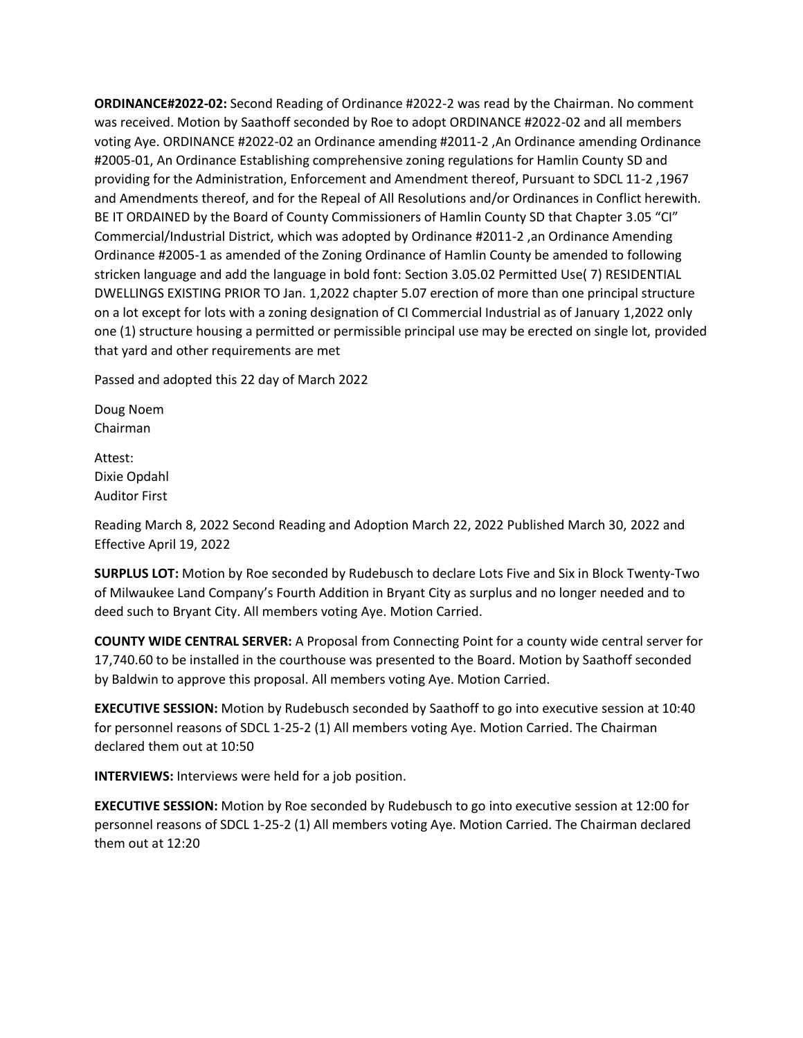**ORDINANCE#2022-02:** Second Reading of Ordinance #2022-2 was read by the Chairman. No comment was received. Motion by Saathoff seconded by Roe to adopt ORDINANCE #2022-02 and all members voting Aye. ORDINANCE #2022-02 an Ordinance amending #2011-2 ,An Ordinance amending Ordinance #2005-01, An Ordinance Establishing comprehensive zoning regulations for Hamlin County SD and providing for the Administration, Enforcement and Amendment thereof, Pursuant to SDCL 11-2 ,1967 and Amendments thereof, and for the Repeal of All Resolutions and/or Ordinances in Conflict herewith. BE IT ORDAINED by the Board of County Commissioners of Hamlin County SD that Chapter 3.05 "CI" Commercial/Industrial District, which was adopted by Ordinance #2011-2 ,an Ordinance Amending Ordinance #2005-1 as amended of the Zoning Ordinance of Hamlin County be amended to following stricken language and add the language in bold font: Section 3.05.02 Permitted Use( 7) RESIDENTIAL DWELLINGS EXISTING PRIOR TO Jan. 1,2022 chapter 5.07 erection of more than one principal structure on a lot except for lots with a zoning designation of CI Commercial Industrial as of January 1,2022 only one (1) structure housing a permitted or permissible principal use may be erected on single lot, provided that yard and other requirements are met

Passed and adopted this 22 day of March 2022

Doug Noem
Chairman

Attest:
Dixie Opdahl
Auditor First

Reading March 8, 2022 Second Reading and Adoption March 22, 2022 Published March 30, 2022 and Effective April 19, 2022

**SURPLUS LOT:** Motion by Roe seconded by Rudebusch to declare Lots Five and Six in Block Twenty-Two of Milwaukee Land Company's Fourth Addition in Bryant City as surplus and no longer needed and to deed such to Bryant City. All members voting Aye. Motion Carried.

**COUNTY WIDE CENTRAL SERVER:** A Proposal from Connecting Point for a county wide central server for 17,740.60 to be installed in the courthouse was presented to the Board. Motion by Saathoff seconded by Baldwin to approve this proposal. All members voting Aye. Motion Carried.

**EXECUTIVE SESSION:** Motion by Rudebusch seconded by Saathoff to go into executive session at 10:40 for personnel reasons of SDCL 1-25-2 (1) All members voting Aye. Motion Carried. The Chairman declared them out at 10:50

**INTERVIEWS:** Interviews were held for a job position.

**EXECUTIVE SESSION:** Motion by Roe seconded by Rudebusch to go into executive session at 12:00 for personnel reasons of SDCL 1-25-2 (1) All members voting Aye. Motion Carried. The Chairman declared them out at 12:20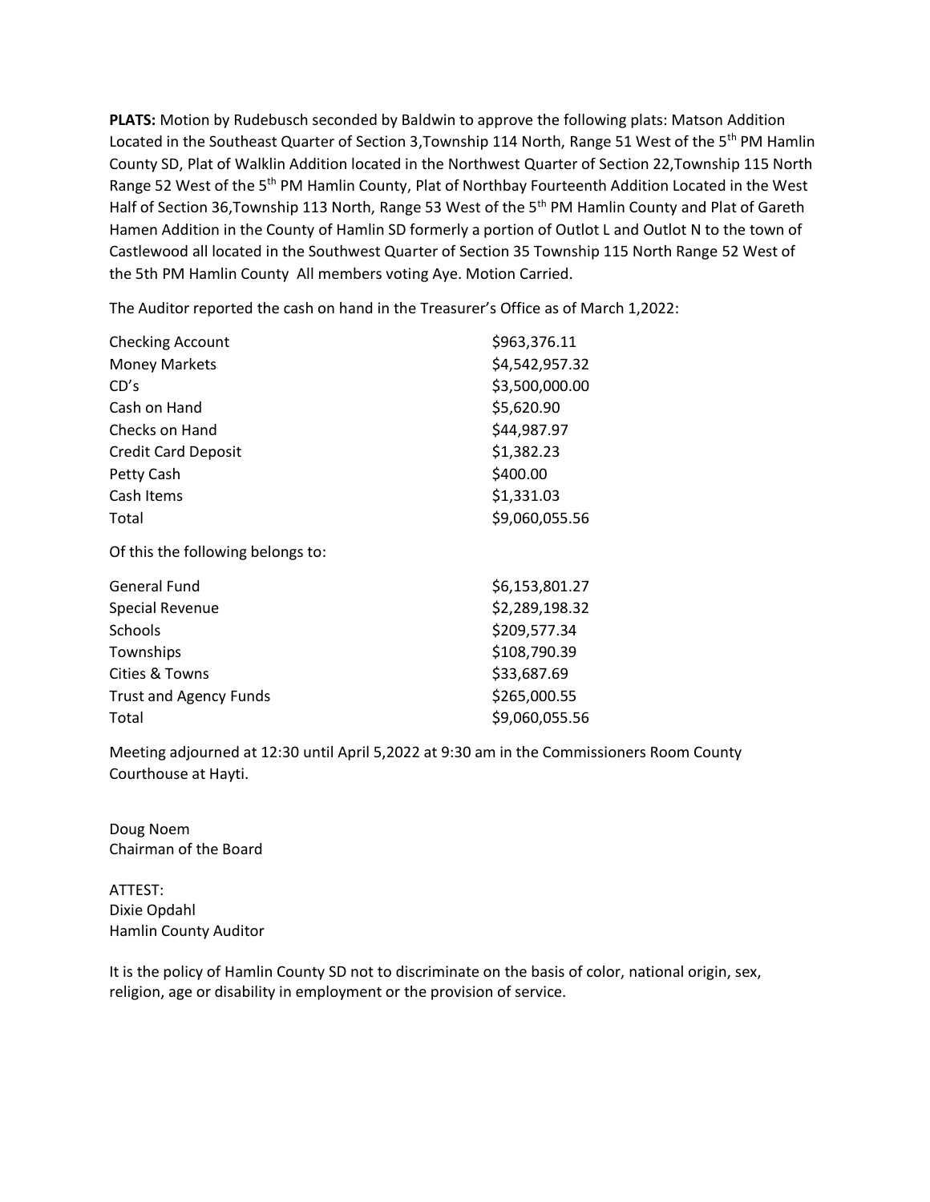**PLATS:** Motion by Rudebusch seconded by Baldwin to approve the following plats: Matson Addition Located in the Southeast Quarter of Section 3,Township 114 North, Range 51 West of the 5th PM Hamlin County SD, Plat of Walklin Addition located in the Northwest Quarter of Section 22,Township 115 North Range 52 West of the 5th PM Hamlin County, Plat of Northbay Fourteenth Addition Located in the West Half of Section 36,Township 113 North, Range 53 West of the 5th PM Hamlin County and Plat of Gareth Hamen Addition in the County of Hamlin SD formerly a portion of Outlot L and Outlot N to the town of Castlewood all located in the Southwest Quarter of Section 35 Township 115 North Range 52 West of the 5th PM Hamlin County All members voting Aye. Motion Carried.

The Auditor reported the cash on hand in the Treasurer's Office as of March 1,2022:

| | |
|---|---|
| Checking Account | $963,376.11 |
| Money Markets | $4,542,957.32 |
| CD's | $3,500,000.00 |
| Cash on Hand | $5,620.90 |
| Checks on Hand | $44,987.97 |
| Credit Card Deposit | $1,382.23 |
| Petty Cash | $400.00 |
| Cash Items | $1,331.03 |
| Total | $9,060,055.56 |

Of this the following belongs to:

| | |
|---|---|
| General Fund | $6,153,801.27 |
| Special Revenue | $2,289,198.32 |
| Schools | $209,577.34 |
| Townships | $108,790.39 |
| Cities & Towns | $33,687.69 |
| Trust and Agency Funds | $265,000.55 |
| Total | $9,060,055.56 |

Meeting adjourned at 12:30 until April 5,2022 at 9:30 am in the Commissioners Room County Courthouse at Hayti.

Doug Noem
Chairman of the Board

ATTEST:
Dixie Opdahl
Hamlin County Auditor

It is the policy of Hamlin County SD not to discriminate on the basis of color, national origin, sex, religion, age or disability in employment or the provision of service.